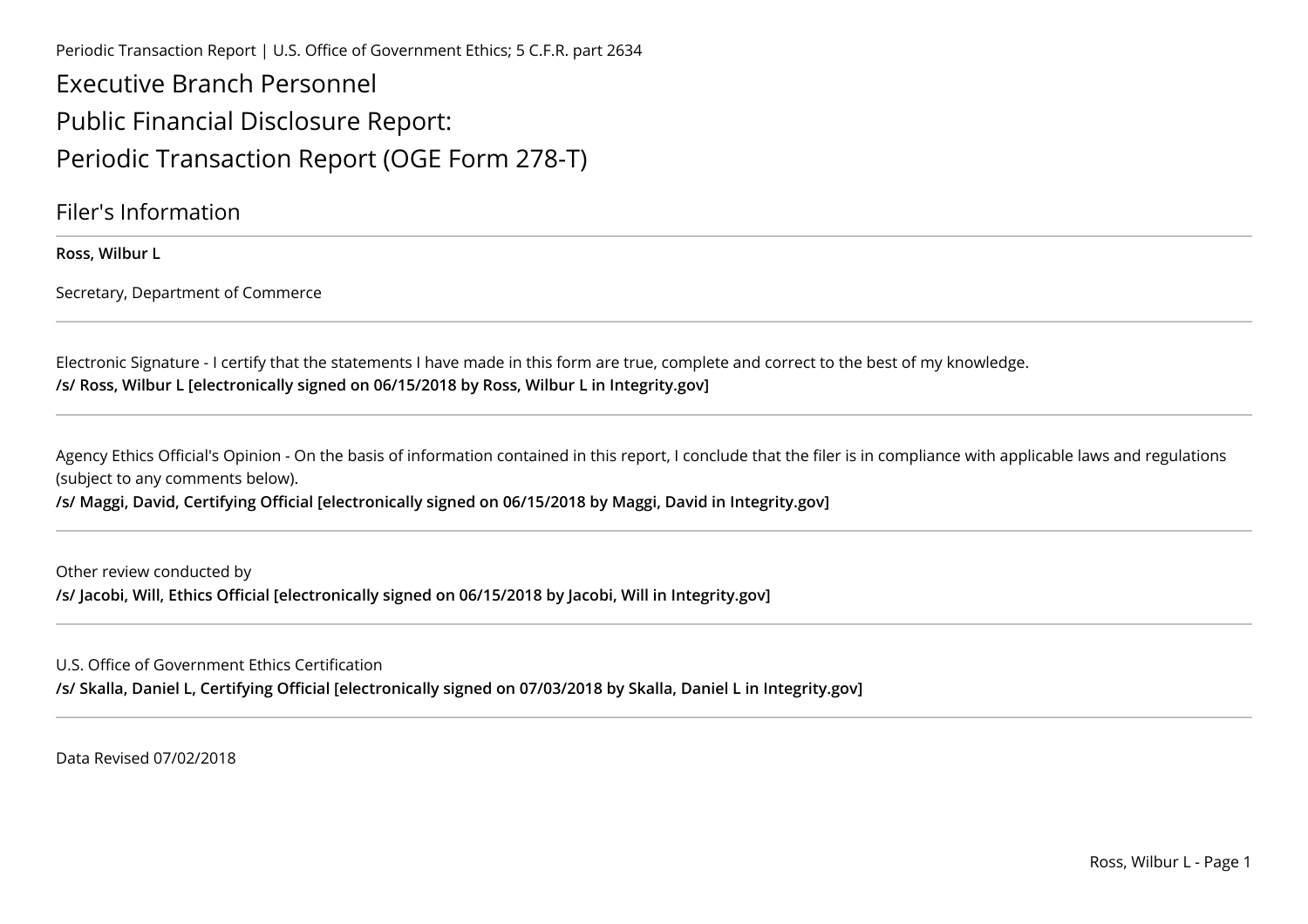Periodic Transaction Report | U.S. Office of Government Ethics; 5 C.F.R. part 2634

# Executive Branch Personnel Public Financial Disclosure Report: Periodic Transaction Report (OGE Form 278-T)

## Filer's Information

**Ross, Wilbur L**

Secretary, Department of Commerce

---

Electronic Signature - I certify that the statements I have made in this form are true, complete and correct to the best of my knowledge.

**/s/ Ross, Wilbur L [electronically signed on 06/15/2018 by Ross, Wilbur L in Integrity.gov]**

---

Agency Ethics Official's Opinion - On the basis of information contained in this report, I conclude that the filer is in compliance with applicable laws and regulations (subject to any comments below).

**/s/ Maggi, David, Certifying Official [electronically signed on 06/15/2018 by Maggi, David in Integrity.gov]**

---

Other review conducted by

**/s/ Jacobi, Will, Ethics Official [electronically signed on 06/15/2018 by Jacobi, Will in Integrity.gov]**

---

U.S. Office of Government Ethics Certification

**/s/ Skalla, Daniel L, Certifying Official [electronically signed on 07/03/2018 by Skalla, Daniel L in Integrity.gov]**

---

Data Revised 07/02/2018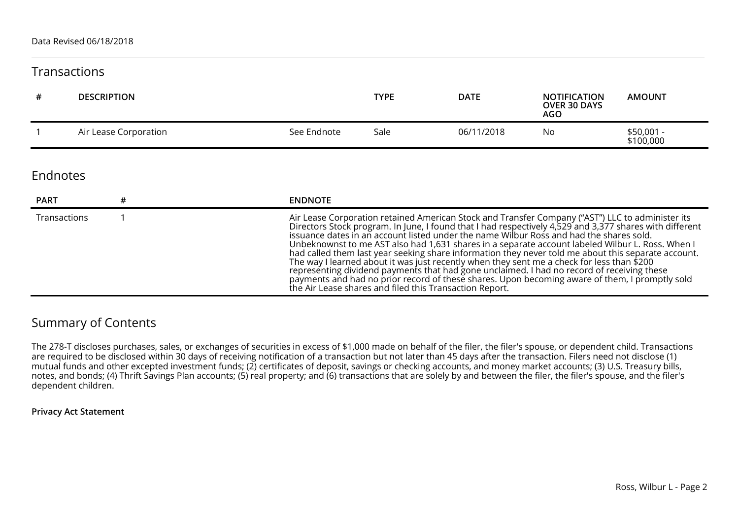Data Revised 06/18/2018

## Transactions

| # | DESCRIPTION | | TYPE | DATE | NOTIFICATION OVER 30 DAYS AGO | AMOUNT |
|---|---|---|---|---|---|---|
| 1 | Air Lease Corporation | See Endnote | Sale | 06/11/2018 | No | $50,001 - $100,000 |

## Endnotes

| PART | # | ENDNOTE |
|---|---|---|
| Transactions | 1 | Air Lease Corporation retained American Stock and Transfer Company ("AST") LLC to administer its Directors Stock program. In June, I found that I had respectively 4,529 and 3,377 shares with different issuance dates in an account listed under the name Wilbur Ross and had the shares sold. Unbeknownst to me AST also had 1,631 shares in a separate account labeled Wilbur L. Ross. When I had called them last year seeking share information they never told me about this separate account. The way I learned about it was just recently when they sent me a check for less than $200 representing dividend payments that had gone unclaimed. I had no record of receiving these payments and had no prior record of these shares. Upon becoming aware of them, I promptly sold the Air Lease shares and filed this Transaction Report. |

## Summary of Contents

The 278-T discloses purchases, sales, or exchanges of securities in excess of $1,000 made on behalf of the filer, the filer's spouse, or dependent child. Transactions are required to be disclosed within 30 days of receiving notification of a transaction but not later than 45 days after the transaction. Filers need not disclose (1) mutual funds and other excepted investment funds; (2) certificates of deposit, savings or checking accounts, and money market accounts; (3) U.S. Treasury bills, notes, and bonds; (4) Thrift Savings Plan accounts; (5) real property; and (6) transactions that are solely by and between the filer, the filer's spouse, and the filer's dependent children.

**Privacy Act Statement**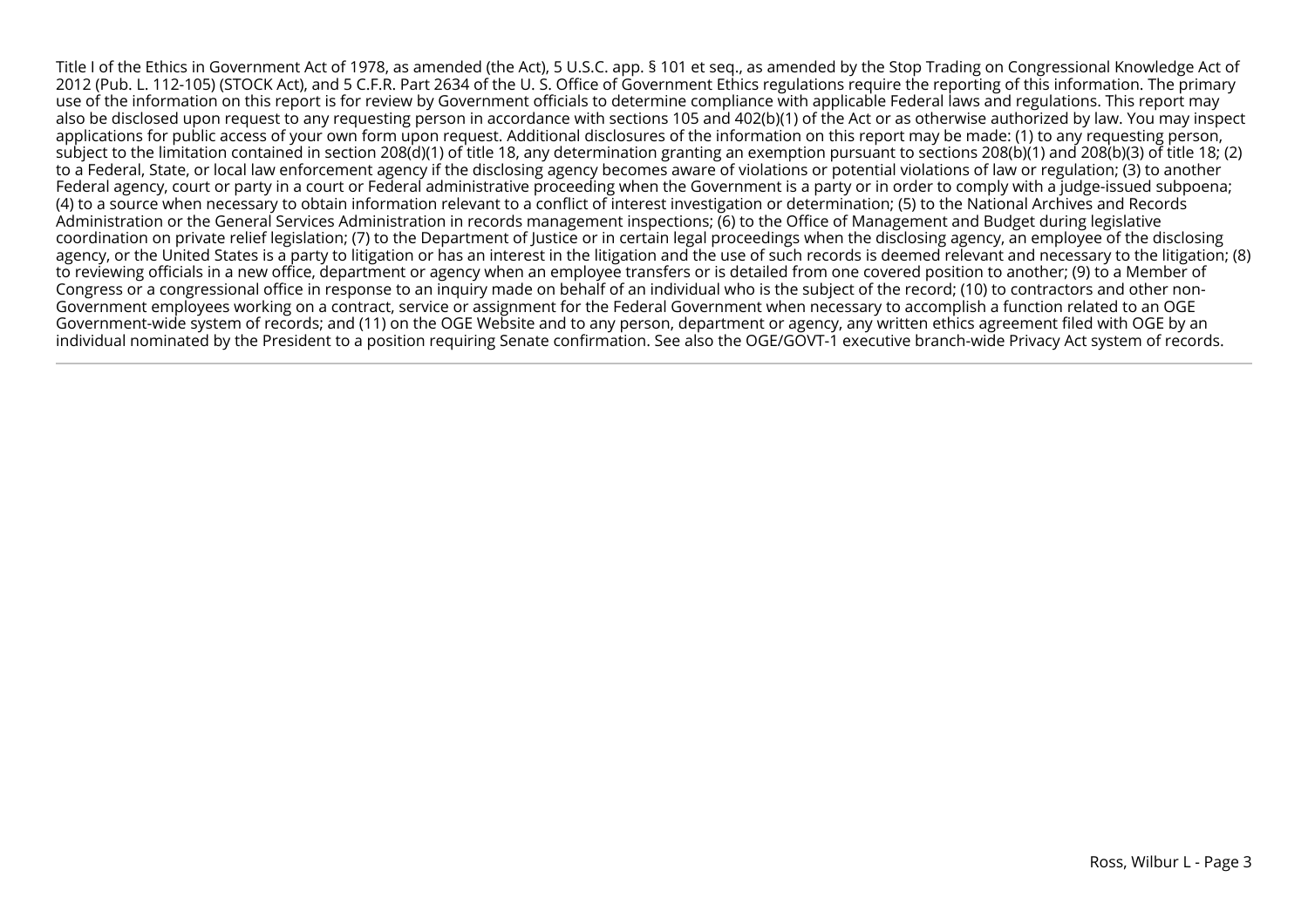Title I of the Ethics in Government Act of 1978, as amended (the Act), 5 U.S.C. app. § 101 et seq., as amended by the Stop Trading on Congressional Knowledge Act of 2012 (Pub. L. 112-105) (STOCK Act), and 5 C.F.R. Part 2634 of the U. S. Office of Government Ethics regulations require the reporting of this information. The primary use of the information on this report is for review by Government officials to determine compliance with applicable Federal laws and regulations. This report may also be disclosed upon request to any requesting person in accordance with sections 105 and 402(b)(1) of the Act or as otherwise authorized by law. You may inspect applications for public access of your own form upon request. Additional disclosures of the information on this report may be made: (1) to any requesting person, subject to the limitation contained in section 208(d)(1) of title 18, any determination granting an exemption pursuant to sections 208(b)(1) and 208(b)(3) of title 18; (2) to a Federal, State, or local law enforcement agency if the disclosing agency becomes aware of violations or potential violations of law or regulation; (3) to another Federal agency, court or party in a court or Federal administrative proceeding when the Government is a party or in order to comply with a judge-issued subpoena; (4) to a source when necessary to obtain information relevant to a conflict of interest investigation or determination; (5) to the National Archives and Records Administration or the General Services Administration in records management inspections; (6) to the Office of Management and Budget during legislative coordination on private relief legislation; (7) to the Department of Justice or in certain legal proceedings when the disclosing agency, an employee of the disclosing agency, or the United States is a party to litigation or has an interest in the litigation and the use of such records is deemed relevant and necessary to the litigation; (8) to reviewing officials in a new office, department or agency when an employee transfers or is detailed from one covered position to another; (9) to a Member of Congress or a congressional office in response to an inquiry made on behalf of an individual who is the subject of the record; (10) to contractors and other non-Government employees working on a contract, service or assignment for the Federal Government when necessary to accomplish a function related to an OGE Government-wide system of records; and (11) on the OGE Website and to any person, department or agency, any written ethics agreement filed with OGE by an individual nominated by the President to a position requiring Senate confirmation. See also the OGE/GOVT-1 executive branch-wide Privacy Act system of records.